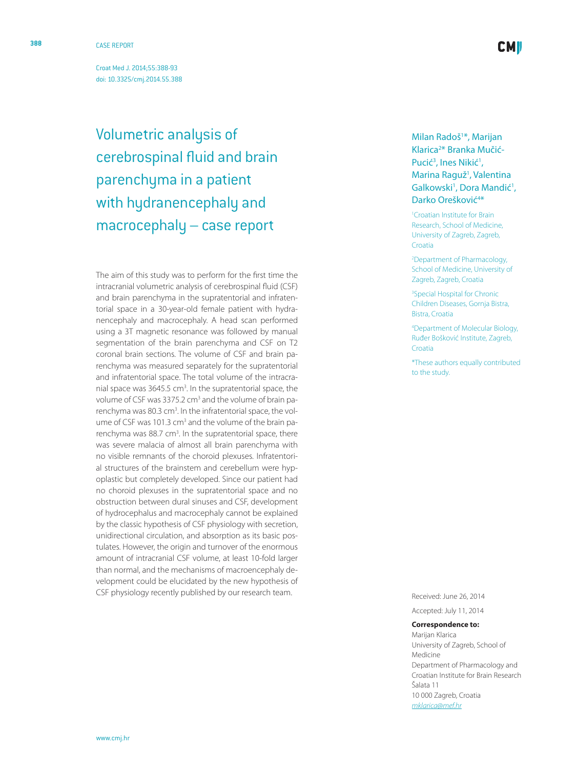CASE REPORT

Croat Med J. 2014;55:388-93

doi: 10.3325/cmj.2014.55.388

# Volumetric analysis of cerebrospinal fluid and brain parenchyma in a patient with hydranencephaly and macrocephaly – case report

Milan Radoš[1]*, Marijan Klarica[2]* Branka Mučić-Pucić[3], Ines Nikić[1], Marina Raguž[1], Valentina Galkowski[1], Dora Mandić[1], Darko Orešković[4]*

[1]Croatian Institute for Brain Research, School of Medicine, University of Zagreb, Zagreb, Croatia

[2]Department of Pharmacology, School of Medicine, University of Zagreb, Zagreb, Croatia

[3]Special Hospital for Chronic Children Diseases, Gornja Bistra, Bistra, Croatia

[4]Department of Molecular Biology, Ruđer Bošković Institute, Zagreb, Croatia

*These authors equally contributed to the study.

The aim of this study was to perform for the first time the intracranial volumetric analysis of cerebrospinal fluid (CSF) and brain parenchyma in the supratentorial and infratentorial space in a 30-year-old female patient with hydranencephaly and macrocephaly. A head scan performed using a 3T magnetic resonance was followed by manual segmentation of the brain parenchyma and CSF on T2 coronal brain sections. The volume of CSF and brain parenchyma was measured separately for the supratentorial and infratentorial space. The total volume of the intracranial space was 3645.5 $cm^3$. In the supratentorial space, the volume of CSF was 3375.2 $cm^3$ and the volume of brain parenchyma was 80.3 $cm^3$. In the infratentorial space, the volume of CSF was 101.3 $cm^3$ and the volume of the brain parenchyma was 88.7 $cm^3$. In the supratentorial space, there was severe malacia of almost all brain parenchyma with no visible remnants of the choroid plexuses. Infratentorial structures of the brainstem and cerebellum were hypoplastic but completely developed. Since our patient had no choroid plexuses in the supratentorial space and no obstruction between dural sinuses and CSF, development of hydrocephalus and macrocephaly cannot be explained by the classic hypothesis of CSF physiology with secretion, unidirectional circulation, and absorption as its basic postulates. However, the origin and turnover of the enormous amount of intracranial CSF volume, at least 10-fold larger than normal, and the mechanisms of macroencephaly development could be elucidated by the new hypothesis of CSF physiology recently published by our research team.

Received: June 26, 2014

Accepted: July 11, 2014

**Correspondence to:**

Marijan Klarica
University of Zagreb, School of Medicine
Department of Pharmacology and Croatian Institute for Brain Research
Šalata 11
10 000 Zagreb, Croatia
*mklarica@mef.hr*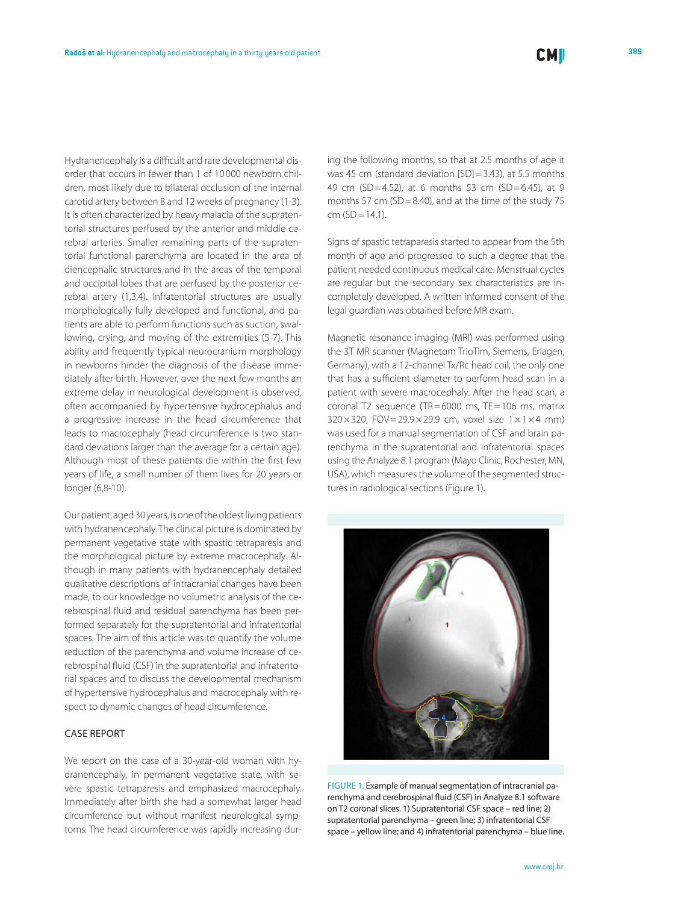Hydranencephaly is a difficult and rare developmental disorder that occurs in fewer than 1 of 10 000 newborn children, most likely due to bilateral occlusion of the internal carotid artery between 8 and 12 weeks of pregnancy (1-3). It is often characterized by heavy malacia of the supratentorial structures perfused by the anterior and middle cerebral arteries. Smaller remaining parts of the supratentorial functional parenchyma are located in the area of diencephalic structures and in the areas of the temporal and occipital lobes that are perfused by the posterior cerebral artery (1,3,4). Infratentorial structures are usually morphologically fully developed and functional, and patients are able to perform functions such as suction, swallowing, crying, and moving of the extremities (5-7). This ability and frequently typical neurocranium morphology in newborns hinder the diagnosis of the disease immediately after birth. However, over the next few months an extreme delay in neurological development is observed, often accompanied by hypertensive hydrocephalus and a progressive increase in the head circumference that leads to macrocephaly (head circumference is two standard deviations larger than the average for a certain age). Although most of these patients die within the first few years of life, a small number of them lives for 20 years or longer (6,8-10).

Our patient, aged 30 years, is one of the oldest living patients with hydranencephaly. The clinical picture is dominated by permanent vegetative state with spastic tetraparesis and the morphological picture by extreme macrocephaly. Although in many patients with hydranencephaly detailed qualitative descriptions of intracranial changes have been made, to our knowledge no volumetric analysis of the cerebrospinal fluid and residual parenchyma has been performed separately for the supratentorial and infratentorial spaces. The aim of this article was to quantify the volume reduction of the parenchyma and volume increase of cerebrospinal fluid (CSF) in the supratentorial and infratentorial spaces and to discuss the developmental mechanism of hypertensive hydrocephalus and macrocephaly with respect to dynamic changes of head circumference.

## CASE REPORT

We report on the case of a 30-year-old woman with hydranencephaly, in permanent vegetative state, with severe spastic tetraparesis and emphasized macrocephaly. Immediately after birth she had a somewhat larger head circumference but without manifest neurological symptoms. The head circumference was rapidly increasing during the following months, so that at 2.5 months of age it was 45 cm (standard deviation [SD] = 3.43), at 5.5 months 49 cm (SD = 4.52), at 6 months 53 cm (SD = 6.45), at 9 months 57 cm (SD = 8.40), and at the time of the study 75 cm (SD = 14.1).

Signs of spastic tetraparesis started to appear from the 5th month of age and progressed to such a degree that the patient needed continuous medical care. Menstrual cycles are regular but the secondary sex characteristics are incompletely developed. A written informed consent of the legal guardian was obtained before MR exam.

Magnetic resonance imaging (MRI) was performed using the 3T MR scanner (Magnetom TrioTim, Siemens, Erlagen, Germany), with a 12-channel Tx/Rc head coil, the only one that has a sufficient diameter to perform head scan in a patient with severe macrocephaly. After the head scan, a coronal T2 sequence (TR = 6000 ms, TE = 106 ms, matrix 320 × 320, FOV = 29.9 × 29.9 cm, voxel size 1 × 1 × 4 mm) was used for a manual segmentation of CSF and brain parenchyma in the supratentorial and infratentorial spaces using the Analyze 8.1 program (Mayo Clinic, Rochester, MN, USA), which measures the volume of the segmented structures in radiological sections (Figure 1).

FIGURE 1. Example of manual segmentation of intracranial parenchyma and cerebrospinal fluid (CSF) in Analyze 8.1 software on T2 coronal slices. 1) Supratentorial CSF space – red line; 2) supratentorial parenchyma – green line; 3) infratentorial CSF space – yellow line; and 4) infratentorial parenchyma – blue line.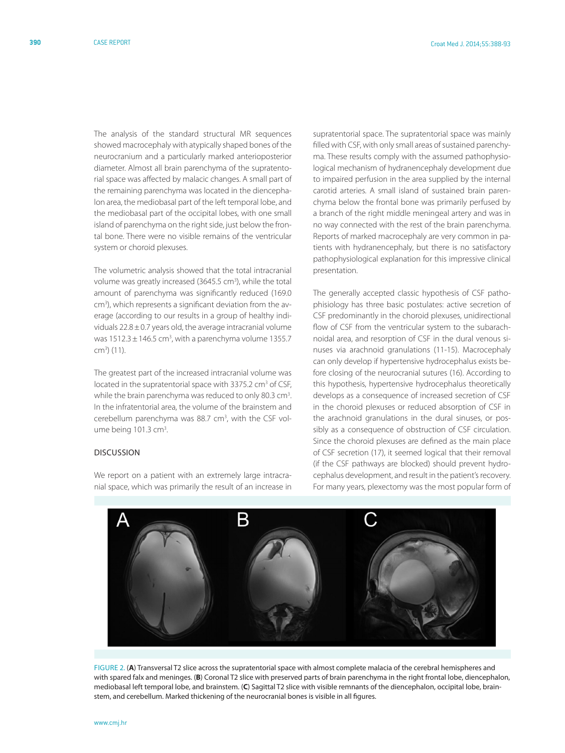The analysis of the standard structural MR sequences showed macrocephaly with atypically shaped bones of the neurocranium and a particularly marked anterioposterior diameter. Almost all brain parenchyma of the supratentorial space was affected by malacic changes. A small part of the remaining parenchyma was located in the diencephalon area, the mediobasal part of the left temporal lobe, and the mediobasal part of the occipital lobes, with one small island of parenchyma on the right side, just below the frontal bone. There were no visible remains of the ventricular system or choroid plexuses.

The volumetric analysis showed that the total intracranial volume was greatly increased (3645.5 $cm^3$), while the total amount of parenchyma was significantly reduced (169.0 $cm^3$), which represents a significant deviation from the average (according to our results in a group of healthy individuals $22.8 \pm 0.7$ years old, the average intracranial volume was $1512.3 \pm 146.5$ $cm^3$, with a parenchyma volume 1355.7 $cm^3$) (11).

The greatest part of the increased intracranial volume was located in the supratentorial space with 3375.2 $cm^3$ of CSF, while the brain parenchyma was reduced to only 80.3 $cm^3$. In the infratentorial area, the volume of the brainstem and cerebellum parenchyma was 88.7 $cm^3$, with the CSF volume being 101.3 $cm^3$.

## DISCUSSION

We report on a patient with an extremely large intracranial space, which was primarily the result of an increase in supratentorial space. The supratentorial space was mainly filled with CSF, with only small areas of sustained parenchyma. These results comply with the assumed pathophysiological mechanism of hydranencephaly development due to impaired perfusion in the area supplied by the internal carotid arteries. A small island of sustained brain parenchyma below the frontal bone was primarily perfused by a branch of the right middle meningeal artery and was in no way connected with the rest of the brain parenchyma. Reports of marked macrocephaly are very common in patients with hydranencephaly, but there is no satisfactory pathophysiological explanation for this impressive clinical presentation.

The generally accepted classic hypothesis of CSF pathophisiology has three basic postulates: active secretion of CSF predominantly in the choroid plexuses, unidirectional flow of CSF from the ventricular system to the subarachnoidal area, and resorption of CSF in the dural venous sinuses via arachnoid granulations (11-15). Macrocephaly can only develop if hypertensive hydrocephalus exists before closing of the neurocranial sutures (16). According to this hypothesis, hypertensive hydrocephalus theoretically develops as a consequence of increased secretion of CSF in the choroid plexuses or reduced absorption of CSF in the arachnoid granulations in the dural sinuses, or possibly as a consequence of obstruction of CSF circulation. Since the choroid plexuses are defined as the main place of CSF secretion (17), it seemed logical that their removal (if the CSF pathways are blocked) should prevent hydrocephalus development, and result in the patient's recovery. For many years, plexectomy was the most popular form of

FIGURE 2. (**A**) Transversal T2 slice across the supratentorial space with almost complete malacia of the cerebral hemispheres and with spared falx and meninges. (**B**) Coronal T2 slice with preserved parts of brain parenchyma in the right frontal lobe, diencephalon, mediobasal left temporal lobe, and brainstem. (**C**) Sagittal T2 slice with visible remnants of the diencephalon, occipital lobe, brainstem, and cerebellum. Marked thickening of the neurocranial bones is visible in all figures.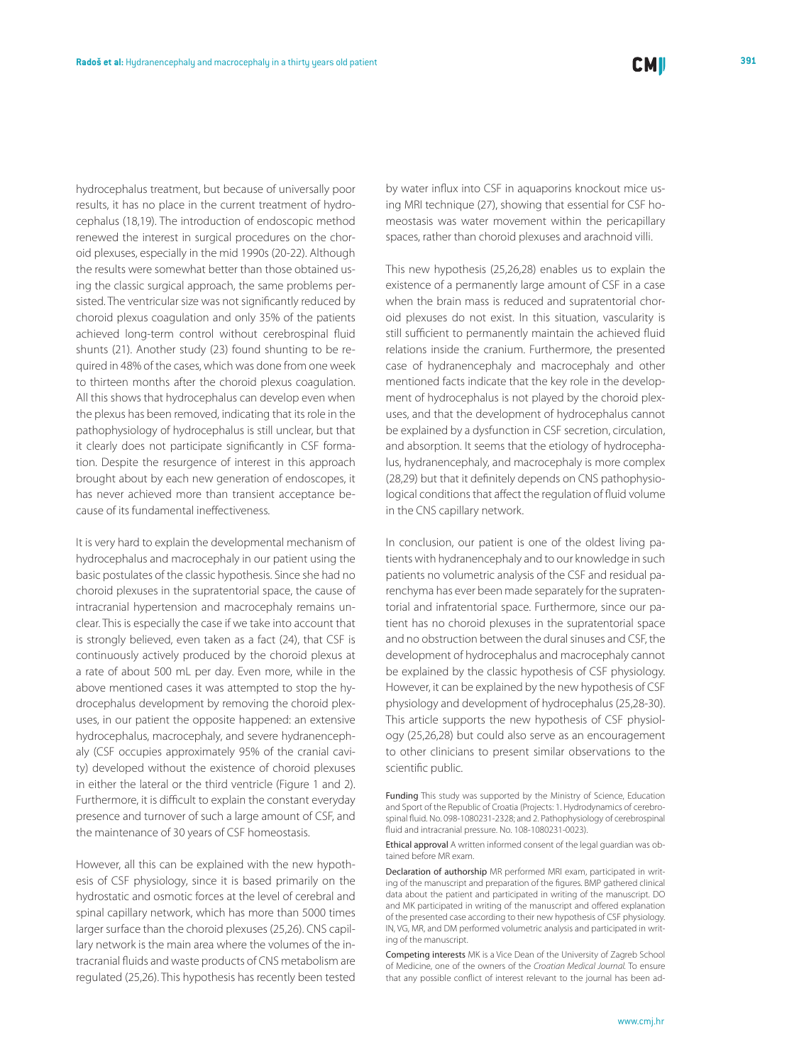hydrocephalus treatment, but because of universally poor results, it has no place in the current treatment of hydrocephalus (18,19). The introduction of endoscopic method renewed the interest in surgical procedures on the choroid plexuses, especially in the mid 1990s (20-22). Although the results were somewhat better than those obtained using the classic surgical approach, the same problems persisted. The ventricular size was not significantly reduced by choroid plexus coagulation and only 35% of the patients achieved long-term control without cerebrospinal fluid shunts (21). Another study (23) found shunting to be required in 48% of the cases, which was done from one week to thirteen months after the choroid plexus coagulation. All this shows that hydrocephalus can develop even when the plexus has been removed, indicating that its role in the pathophysiology of hydrocephalus is still unclear, but that it clearly does not participate significantly in CSF formation. Despite the resurgence of interest in this approach brought about by each new generation of endoscopes, it has never achieved more than transient acceptance because of its fundamental ineffectiveness.

It is very hard to explain the developmental mechanism of hydrocephalus and macrocephaly in our patient using the basic postulates of the classic hypothesis. Since she had no choroid plexuses in the supratentorial space, the cause of intracranial hypertension and macrocephaly remains unclear. This is especially the case if we take into account that is strongly believed, even taken as a fact (24), that CSF is continuously actively produced by the choroid plexus at a rate of about 500 mL per day. Even more, while in the above mentioned cases it was attempted to stop the hydrocephalus development by removing the choroid plexuses, in our patient the opposite happened: an extensive hydrocephalus, macrocephaly, and severe hydranencephaly (CSF occupies approximately 95% of the cranial cavity) developed without the existence of choroid plexuses in either the lateral or the third ventricle (Figure 1 and 2). Furthermore, it is difficult to explain the constant everyday presence and turnover of such a large amount of CSF, and the maintenance of 30 years of CSF homeostasis.

However, all this can be explained with the new hypothesis of CSF physiology, since it is based primarily on the hydrostatic and osmotic forces at the level of cerebral and spinal capillary network, which has more than 5000 times larger surface than the choroid plexuses (25,26). CNS capillary network is the main area where the volumes of the intracranial fluids and waste products of CNS metabolism are regulated (25,26). This hypothesis has recently been tested by water influx into CSF in aquaporins knockout mice using MRI technique (27), showing that essential for CSF homeostasis was water movement within the pericapillary spaces, rather than choroid plexuses and arachnoid villi.

This new hypothesis (25,26,28) enables us to explain the existence of a permanently large amount of CSF in a case when the brain mass is reduced and supratentorial choroid plexuses do not exist. In this situation, vascularity is still sufficient to permanently maintain the achieved fluid relations inside the cranium. Furthermore, the presented case of hydranencephaly and macrocephaly and other mentioned facts indicate that the key role in the development of hydrocephalus is not played by the choroid plexuses, and that the development of hydrocephalus cannot be explained by a dysfunction in CSF secretion, circulation, and absorption. It seems that the etiology of hydrocephalus, hydranencephaly, and macrocephaly is more complex (28,29) but that it definitely depends on CNS pathophysiological conditions that affect the regulation of fluid volume in the CNS capillary network.

In conclusion, our patient is one of the oldest living patients with hydranencephaly and to our knowledge in such patients no volumetric analysis of the CSF and residual parenchyma has ever been made separately for the supratentorial and infratentorial space. Furthermore, since our patient has no choroid plexuses in the supratentorial space and no obstruction between the dural sinuses and CSF, the development of hydrocephalus and macrocephaly cannot be explained by the classic hypothesis of CSF physiology. However, it can be explained by the new hypothesis of CSF physiology and development of hydrocephalus (25,28-30). This article supports the new hypothesis of CSF physiology (25,26,28) but could also serve as an encouragement to other clinicians to present similar observations to the scientific public.

**Funding** This study was supported by the Ministry of Science, Education and Sport of the Republic of Croatia (Projects: 1. Hydrodynamics of cerebrospinal fluid. No. 098-1080231-2328; and 2. Pathophysiology of cerebrospinal fluid and intracranial pressure. No. 108-1080231-0023).

**Ethical approval** A written informed consent of the legal guardian was obtained before MR exam.

**Declaration of authorship** MR performed MRI exam, participated in writing of the manuscript and preparation of the figures. BMP gathered clinical data about the patient and participated in writing of the manuscript. DO and MK participated in writing of the manuscript and offered explanation of the presented case according to their new hypothesis of CSF physiology. IN, VG, MR, and DM performed volumetric analysis and participated in writing of the manuscript.

**Competing interests** MK is a Vice Dean of the University of Zagreb School of Medicine, one of the owners of the *Croatian Medical Journal*. To ensure that any possible conflict of interest relevant to the journal has been ad-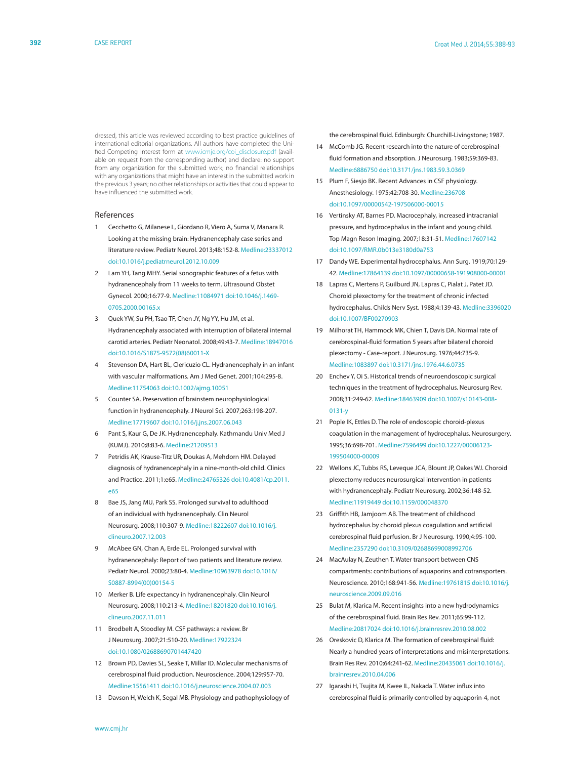dressed, this article was reviewed according to best practice guidelines of international editorial organizations. All authors have completed the Unified Competing Interest form at www.icmje.org/coi_disclosure.pdf (available on request from the corresponding author) and declare: no support from any organization for the submitted work; no financial relationships with any organizations that might have an interest in the submitted work in the previous 3 years; no other relationships or activities that could appear to have influenced the submitted work.

## References

1. Cecchetto G, Milanese L, Giordano R, Viero A, Suma V, Manara R. Looking at the missing brain: Hydranencephaly case series and literature review. Pediatr Neurol. 2013;48:152-8. Medline:23337012 doi:10.1016/j.pediatrneurol.2012.10.009
2. Lam YH, Tang MHY. Serial sonographic features of a fetus with hydranencephaly from 11 weeks to term. Ultrasound Obstet Gynecol. 2000;16:77-9. Medline:11084971 doi:10.1046/j.1469-0705.2000.00165.x
3. Quek YW, Su PH, Tsao TF, Chen JY, Ng YY, Hu JM, et al. Hydranencephaly associated with interruption of bilateral internal carotid arteries. Pediatr Neonatol. 2008;49:43-7. Medline:18947016 doi:10.1016/S1875-9572(08)60011-X
4. Stevenson DA, Hart BL, Clericuzio CL. Hydranencephaly in an infant with vascular malformations. Am J Med Genet. 2001;104:295-8. Medline:11754063 doi:10.1002/ajmg.10051
5. Counter SA. Preservation of brainstem neurophysiological function in hydranencephaly. J Neurol Sci. 2007;263:198-207. Medline:17719607 doi:10.1016/j.jns.2007.06.043
6. Pant S, Kaur G, De JK. Hydranencephaly. Kathmandu Univ Med J (KUMJ). 2010;8:83-6. Medline:21209513
7. Petridis AK, Krause-Titz UR, Doukas A, Mehdorn HM. Delayed diagnosis of hydranencephaly in a nine-month-old child. Clinics and Practice. 2011;1:e65. Medline:24765326 doi:10.4081/cp.2011.e65
8. Bae JS, Jang MU, Park SS. Prolonged survival to adulthood of an individual with hydranencephaly. Clin Neurol Neurosurg. 2008;110:307-9. Medline:18222607 doi:10.1016/j.clineuro.2007.12.003
9. McAbee GN, Chan A, Erde EL. Prolonged survival with hydranencephaly: Report of two patients and literature review. Pediatr Neurol. 2000;23:80-4. Medline:10963978 doi:10.1016/S0887-8994(00)00154-5
10. Merker B. Life expectancy in hydranencephaly. Clin Neurol Neurosurg. 2008;110:213-4. Medline:18201820 doi:10.1016/j.clineuro.2007.11.011
11. Brodbelt A, Stoodley M. CSF pathways: a review. Br J Neurosurg. 2007;21:510-20. Medline:17922324 doi:10.1080/02688690701447420
12. Brown PD, Davies SL, Seake T, Millar ID. Molecular mechanisms of cerebrospinal fluid production. Neuroscience. 2004;129:957-70. Medline:15561411 doi:10.1016/j.neuroscience.2004.07.003
13. Davson H, Welch K, Segal MB. Physiology and pathophysiology of the cerebrospinal fluid. Edinburgh: Churchill-Livingstone; 1987.
14. McComb JG. Recent research into the nature of cerebrospinal-fluid formation and absorption. J Neurosurg. 1983;59:369-83. Medline:6886750 doi:10.3171/jns.1983.59.3.0369
15. Plum F, Siesjo BK. Recent Advances in CSF physiology. Anesthesiology. 1975;42:708-30. Medline:236708 doi:10.1097/00000542-197506000-00015
16. Vertinsky AT, Barnes PD. Macrocephaly, increased intracranial pressure, and hydrocephalus in the infant and young child. Top Magn Reson Imaging. 2007;18:31-51. Medline:17607142 doi:10.1097/RMR.0b013e3180d0a753
17. Dandy WE. Experimental hydrocephalus. Ann Surg. 1919;70:129-42. Medline:17864139 doi:10.1097/00000658-191908000-00001
18. Lapras C, Mertens P, Guilburd JN, Lapras C, Pialat J, Patet JD. Choroid plexectomy for the treatment of chronic infected hydrocephalus. Childs Nerv Syst. 1988;4:139-43. Medline:3396020 doi:10.1007/BF00270903
19. Milhorat TH, Hammock MK, Chien T, Davis DA. Normal rate of cerebrospinal-fluid formation 5 years after bilateral choroid plexectomy - Case-report. J Neurosurg. 1976;44:735-9. Medline:1083897 doi:10.3171/jns.1976.44.6.0735
20. Enchev Y, Oi S. Historical trends of neuroendoscopic surgical techniques in the treatment of hydrocephalus. Neurosurg Rev. 2008;31:249-62. Medline:18463909 doi:10.1007/s10143-008-0131-y
21. Pople IK, Ettles D. The role of endoscopic choroid-plexus coagulation in the management of hydrocephalus. Neurosurgery. 1995;36:698-701. Medline:7596499 doi:10.1227/00006123-199504000-00009
22. Wellons JC, Tubbs RS, Leveque JCA, Blount JP, Oakes WJ. Choroid plexectomy reduces neurosurgical intervention in patients with hydranencephaly. Pediatr Neurosurg. 2002;36:148-52. Medline:11919449 doi:10.1159/000048370
23. Griffith HB, Jamjoom AB. The treatment of childhood hydrocephalus by choroid plexus coagulation and artificial cerebrospinal fluid perfusion. Br J Neurosurg. 1990;4:95-100. Medline:2357290 doi:10.3109/02688699008992706
24. MacAulay N, Zeuthen T. Water transport between CNS compartments: contributions of aquaporins and cotransporters. Neuroscience. 2010;168:941-56. Medline:19761815 doi:10.1016/j.neuroscience.2009.09.016
25. Bulat M, Klarica M. Recent insights into a new hydrodynamics of the cerebrospinal fluid. Brain Res Rev. 2011;65:99-112. Medline:20817024 doi:10.1016/j.brainresrev.2010.08.002
26. Oreskovic D, Klarica M. The formation of cerebrospinal fluid: Nearly a hundred years of interpretations and misinterpretations. Brain Res Rev. 2010;64:241-62. Medline:20435061 doi:10.1016/j.brainresrev.2010.04.006
27. Igarashi H, Tsujita M, Kwee IL, Nakada T. Water influx into cerebrospinal fluid is primarily controlled by aquaporin-4, not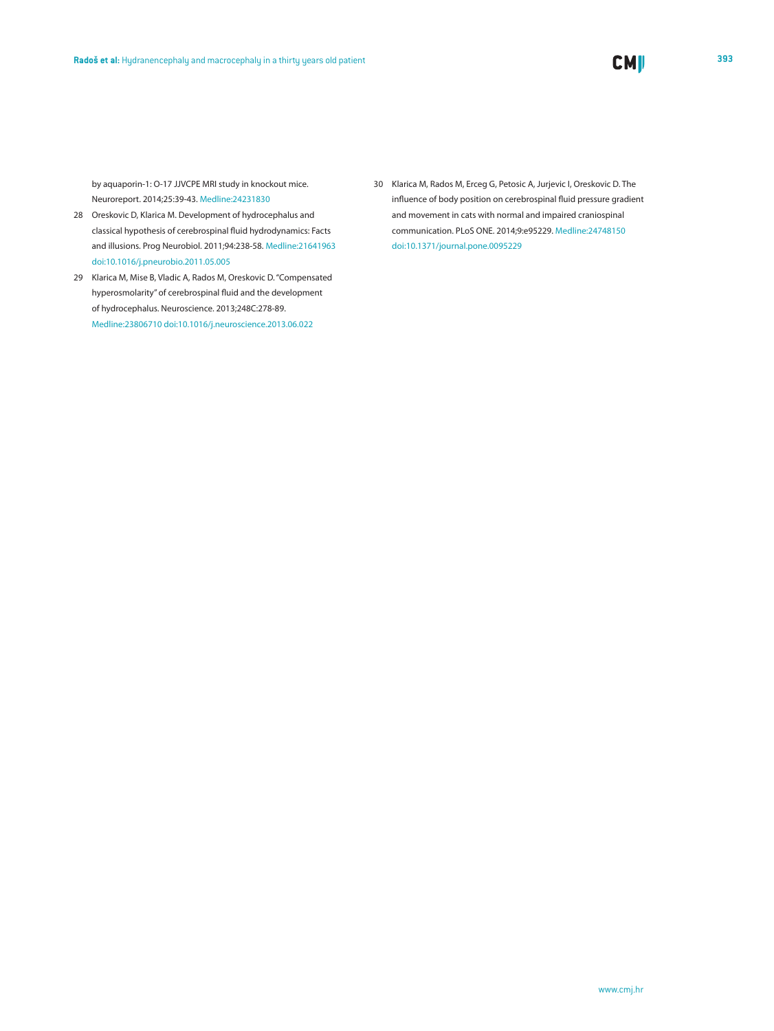by aquaporin-1: O-17 JJVCPE MRI study in knockout mice. Neuroreport. 2014;25:39-43. Medline:24231830

28 Oreskovic D, Klarica M. Development of hydrocephalus and classical hypothesis of cerebrospinal fluid hydrodynamics: Facts and illusions. Prog Neurobiol. 2011;94:238-58. Medline:21641963 doi:10.1016/j.pneurobio.2011.05.005

29 Klarica M, Mise B, Vladic A, Rados M, Oreskovic D. "Compensated hyperosmolarity" of cerebrospinal fluid and the development of hydrocephalus. Neuroscience. 2013;248C:278-89. Medline:23806710 doi:10.1016/j.neuroscience.2013.06.022

30 Klarica M, Rados M, Erceg G, Petosic A, Jurjevic I, Oreskovic D. The influence of body position on cerebrospinal fluid pressure gradient and movement in cats with normal and impaired craniospinal communication. PLoS ONE. 2014;9:e95229. Medline:24748150 doi:10.1371/journal.pone.0095229